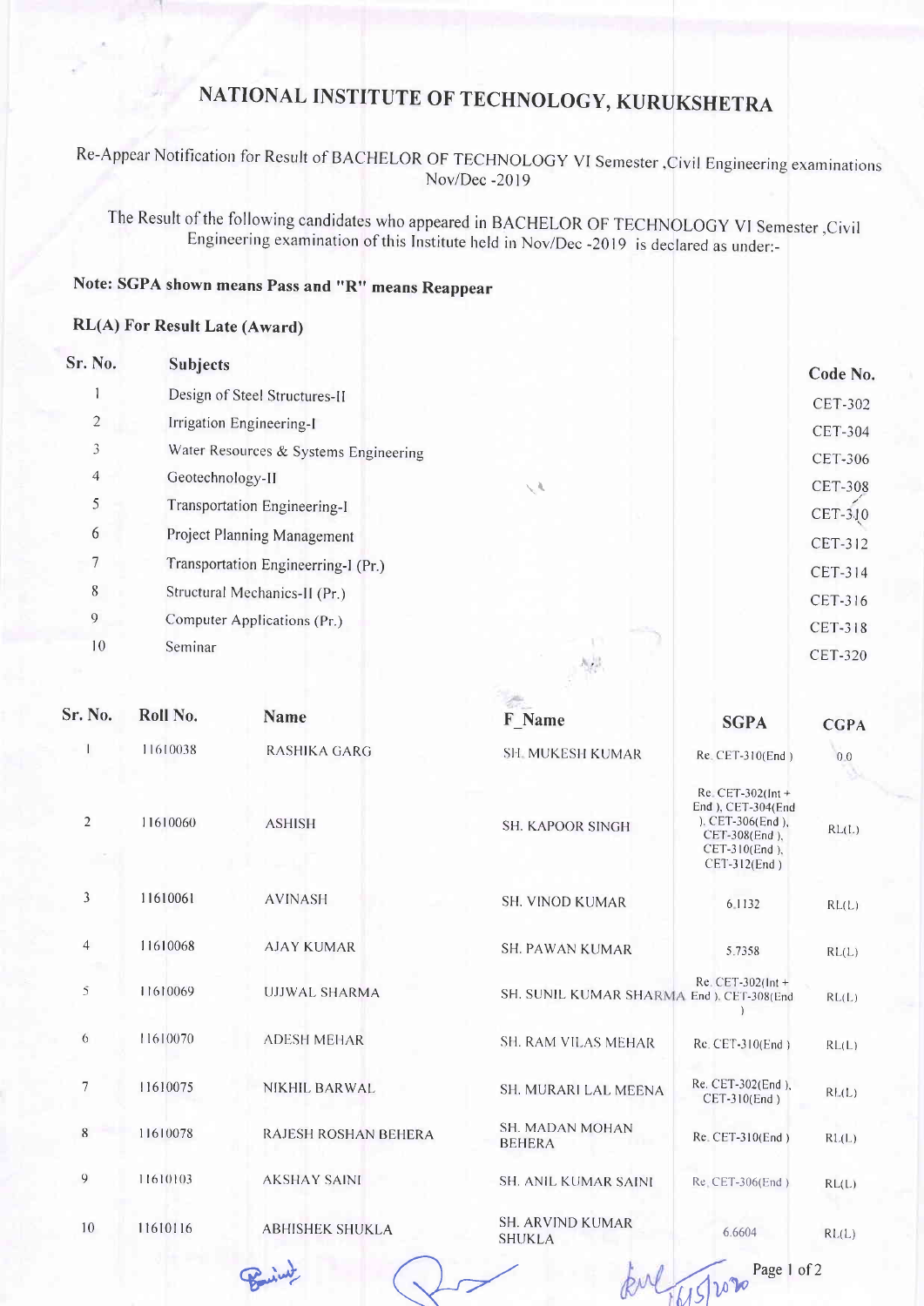# NATIONAL INSTITUTE OF TECHNOLOGY, KURUKSHETRA

Re-Appear Notification for Result of BACHELOR OF TECHNOLOGY VI Semester ,Civil Engineering examinations Nov/Dec -2019

The Result of the following candidates who appeared in BACHELOR OF TECHNOLOGY VI Semester ,Civil Engineering examination of this Institute held in Nov/Dec -2019 is declared as under:-

**Note: SGPA shown means Pass and "R" means Reappear**

**RL(A) For Result Late (Award)**

| Sr. No. | Subjects | Code No. |
|---|---|---|
| 1 | Design of Steel Structures-II | CET-302 |
| 2 | Irrigation Engineering-I | CET-304 |
| 3 | Water Resources & Systems Engineering | CET-306 |
| 4 | Geotechnology-II | CET-308 |
| 5 | Transportation Engineering-I | CET-310 |
| 6 | Project Planning Management | CET-312 |
| 7 | Transportation Engineerring-I (Pr.) | CET-314 |
| 8 | Structural Mechanics-II (Pr.) | CET-316 |
| 9 | Computer Applications (Pr.) | CET-318 |
| 10 | Seminar | CET-320 |

| Sr. No. | Roll No. | Name | F_Name | SGPA | CGPA |
|---|---|---|---|---|---|
| 1 | 11610038 | RASHIKA GARG | SH. MUKESH KUMAR | Re. CET-310(End ) | 0.0 |
| 2 | 11610060 | ASHISH | SH. KAPOOR SINGH | Re. CET-302(Int + End ), CET-304(End ), CET-306(End ), CET-308(End ), CET-310(End ), CET-312(End ) | RL(L) |
| 3 | 11610061 | AVINASH | SH. VINOD KUMAR | 6.1132 | RL(L) |
| 4 | 11610068 | AJAY KUMAR | SH. PAWAN KUMAR | 5.7358 | RL(L) |
| 5 | 11610069 | UJJWAL SHARMA | SH. SUNIL KUMAR SHARMA | Re. CET-302(Int + End ), CET-308(End ) | RL(L) |
| 6 | 11610070 | ADESH MEHAR | SH. RAM VILAS MEHAR | Re. CET-310(End ) | RL(L) |
| 7 | 11610075 | NIKHIL BARWAL | SH. MURARI LAL MEENA | Re. CET-302(End ), CET-310(End ) | RL(L) |
| 8 | 11610078 | RAJESH ROSHAN BEHERA | SH. MADAN MOHAN BEHERA | Re. CET-310(End ) | RL(L) |
| 9 | 11610103 | AKSHAY SAINI | SH. ANIL KUMAR SAINI | Re. CET-306(End ) | RL(L) |
| 10 | 11610116 | ABHISHEK SHUKLA | SH. ARVIND KUMAR SHUKLA | 6.6604 | RL(L) |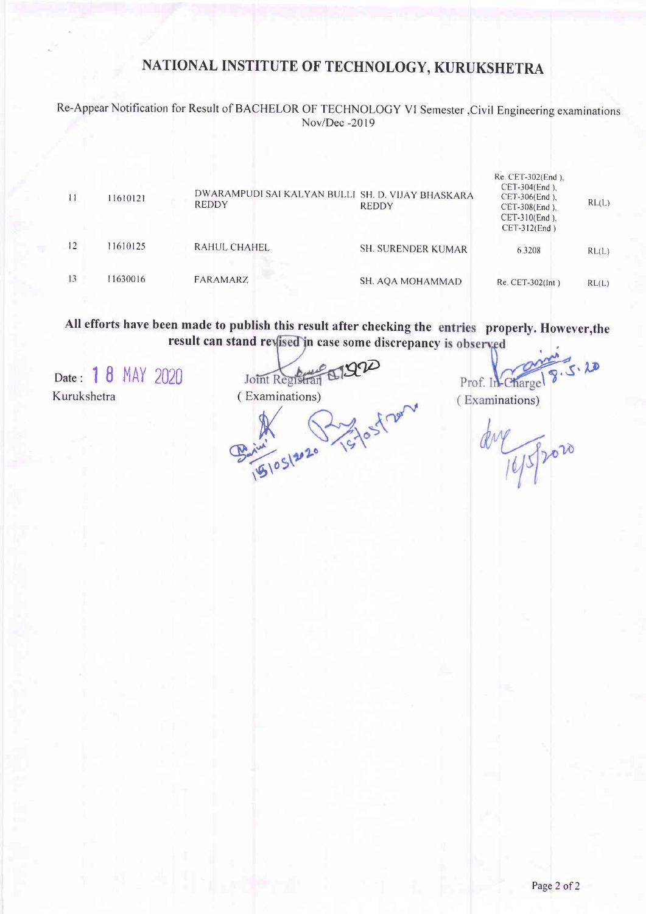# NATIONAL INSTITUTE OF TECHNOLOGY, KURUKSHETRA

Re-Appear Notification for Result of BACHELOR OF TECHNOLOGY VI Semester ,Civil Engineering examinations Nov/Dec -2019

| | | | | | |
|---|---|---|---|---|---|
| 11 | 11610121 | DWARAMPUDI SAI KALYAN BULLI REDDY | SH. D. VIJAY BHASKARA REDDY | Re. CET-302(End ), CET-304(End ), CET-306(End ), CET-308(End ), CET-310(End ), CET-312(End ) | RL(L) |
| 12 | 11610125 | RAHUL CHAHEL | SH. SURENDER KUMAR | 6.3208 | RL(L) |
| 13 | 11630016 | FARAMARZ | SH. AQA MOHAMMAD | Re. CET-302(Int ) | RL(L) |

**All efforts have been made to publish this result after checking the entries properly. However,the result can stand revised in case some discrepancy is observed**

Date : 18 MAY 2020
Kurukshetra

Joint Registrar
( Examinations)

Prof. In-Charge 18.5.20
( Examinations)